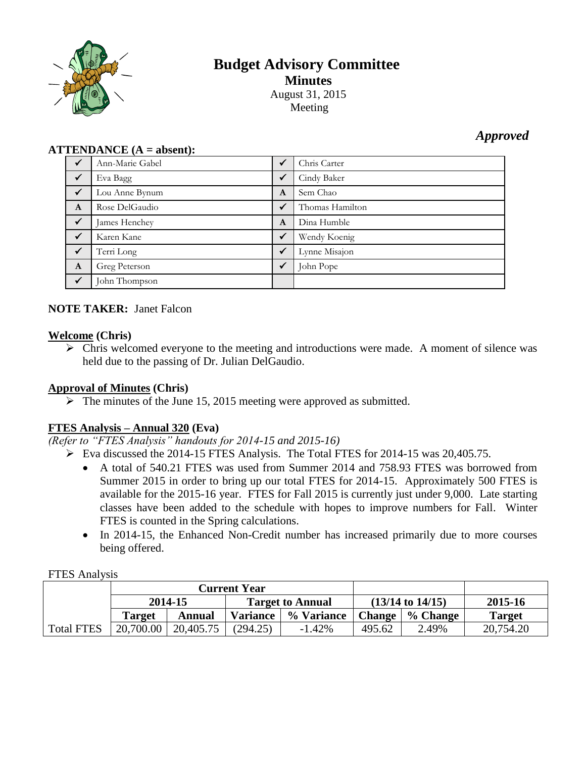# Budget Advisory Committee

## Minutes

August 31, 2015
Meeting

*Approved*

**ATTENDANCE (A = absent):**

| | | | |
|---|---|---|---|
| ✓ | Ann-Marie Gabel | ✓ | Chris Carter |
| ✓ | Eva Bagg | ✓ | Cindy Baker |
| ✓ | Lou Anne Bynum | A | Sem Chao |
| A | Rose DelGaudio | ✓ | Thomas Hamilton |
| ✓ | James Henchey | A | Dina Humble |
| ✓ | Karen Kane | ✓ | Wendy Koenig |
| ✓ | Terri Long | ✓ | Lynne Misajon |
| A | Greg Peterson | ✓ | John Pope |
| ✓ | John Thompson | | |

**NOTE TAKER:** Janet Falcon

**Welcome (Chris)**

- Chris welcomed everyone to the meeting and introductions were made. A moment of silence was held due to the passing of Dr. Julian DelGaudio.

**Approval of Minutes (Chris)**

- The minutes of the June 15, 2015 meeting were approved as submitted.

**FTES Analysis – Annual 320 (Eva)**

*(Refer to "FTES Analysis" handouts for 2014-15 and 2015-16)*

- Eva discussed the 2014-15 FTES Analysis. The Total FTES for 2014-15 was 20,405.75.
  - A total of 540.21 FTES was used from Summer 2014 and 758.93 FTES was borrowed from Summer 2015 in order to bring up our total FTES for 2014-15. Approximately 500 FTES is available for the 2015-16 year. FTES for Fall 2015 is currently just under 9,000. Late starting classes have been added to the schedule with hopes to improve numbers for Fall. Winter FTES is counted in the Spring calculations.
  - In 2014-15, the Enhanced Non-Credit number has increased primarily due to more courses being offered.

FTES Analysis

| | Current Year | | | | | | |
|---|---|---|---|---|---|---|---|
| | 2014-15 | | Target to Annual | | (13/14 to 14/15) | | 2015-16 |
| | Target | Annual | Variance | % Variance | Change | % Change | Target |
| Total FTES | 20,700.00 | 20,405.75 | (294.25) | -1.42% | 495.62 | 2.49% | 20,754.20 |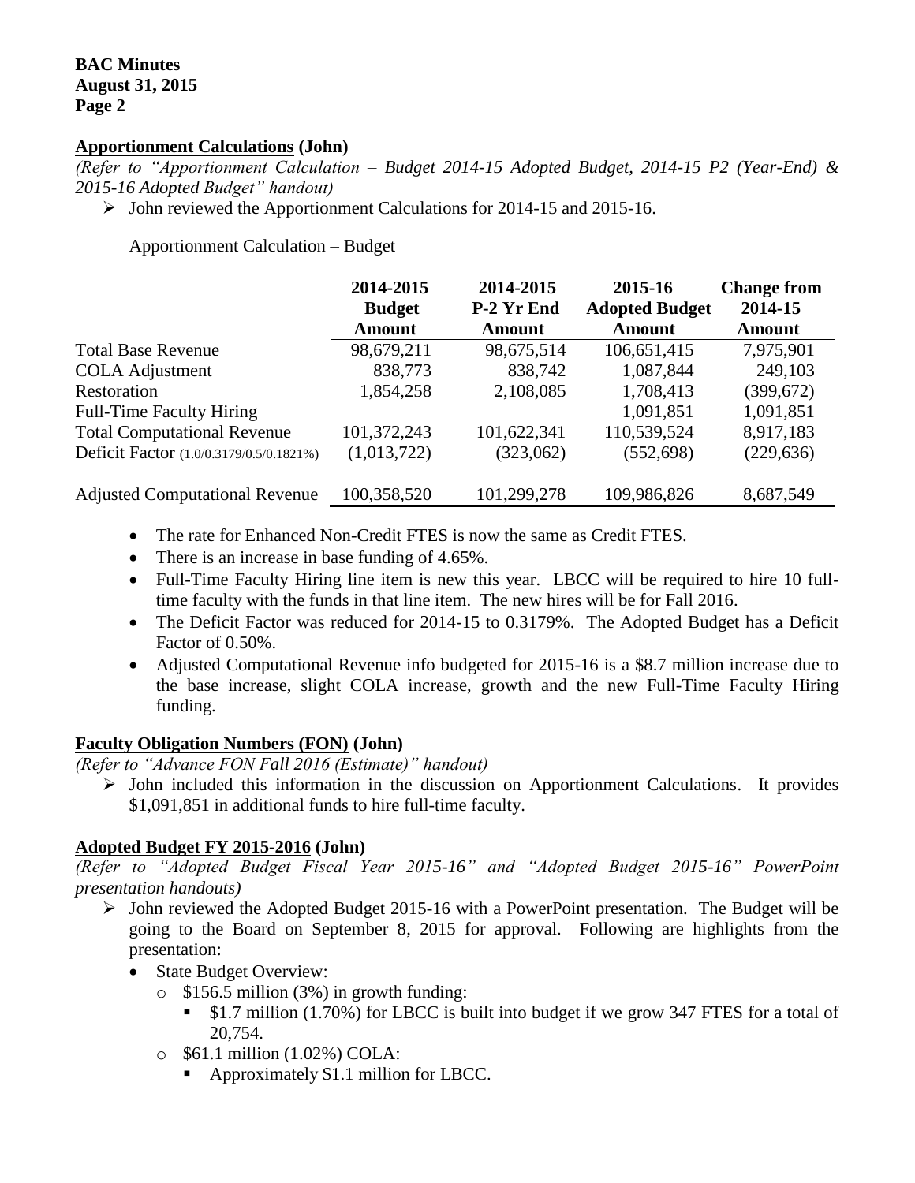## Apportionment Calculations (John)

*(Refer to "Apportionment Calculation – Budget 2014-15 Adopted Budget, 2014-15 P2 (Year-End) & 2015-16 Adopted Budget" handout)*

- John reviewed the Apportionment Calculations for 2014-15 and 2015-16.

Apportionment Calculation – Budget

| | 2014-2015 Budget Amount | 2014-2015 P-2 Yr End Amount | 2015-16 Adopted Budget Amount | Change from 2014-15 Amount |
|---|---|---|---|---|
| Total Base Revenue | 98,679,211 | 98,675,514 | 106,651,415 | 7,975,901 |
| COLA Adjustment | 838,773 | 838,742 | 1,087,844 | 249,103 |
| Restoration | 1,854,258 | 2,108,085 | 1,708,413 | (399,672) |
| Full-Time Faculty Hiring | | | 1,091,851 | 1,091,851 |
| Total Computational Revenue | 101,372,243 | 101,622,341 | 110,539,524 | 8,917,183 |
| Deficit Factor (1.0/0.3179/0.5/0.1821%) | (1,013,722) | (323,062) | (552,698) | (229,636) |
| Adjusted Computational Revenue | 100,358,520 | 101,299,278 | 109,986,826 | 8,687,549 |

- The rate for Enhanced Non-Credit FTES is now the same as Credit FTES.
- There is an increase in base funding of 4.65%.
- Full-Time Faculty Hiring line item is new this year. LBCC will be required to hire 10 full-time faculty with the funds in that line item. The new hires will be for Fall 2016.
- The Deficit Factor was reduced for 2014-15 to 0.3179%. The Adopted Budget has a Deficit Factor of 0.50%.
- Adjusted Computational Revenue info budgeted for 2015-16 is a $8.7 million increase due to the base increase, slight COLA increase, growth and the new Full-Time Faculty Hiring funding.

## Faculty Obligation Numbers (FON) (John)

*(Refer to "Advance FON Fall 2016 (Estimate)" handout)*

- John included this information in the discussion on Apportionment Calculations. It provides $1,091,851 in additional funds to hire full-time faculty.

## Adopted Budget FY 2015-2016 (John)

*(Refer to "Adopted Budget Fiscal Year 2015-16" and "Adopted Budget 2015-16" PowerPoint presentation handouts)*

- John reviewed the Adopted Budget 2015-16 with a PowerPoint presentation. The Budget will be going to the Board on September 8, 2015 for approval. Following are highlights from the presentation:
  - State Budget Overview:
    - $156.5 million (3%) in growth funding:
      - $1.7 million (1.70%) for LBCC is built into budget if we grow 347 FTES for a total of 20,754.
    - $61.1 million (1.02%) COLA:
      - Approximately $1.1 million for LBCC.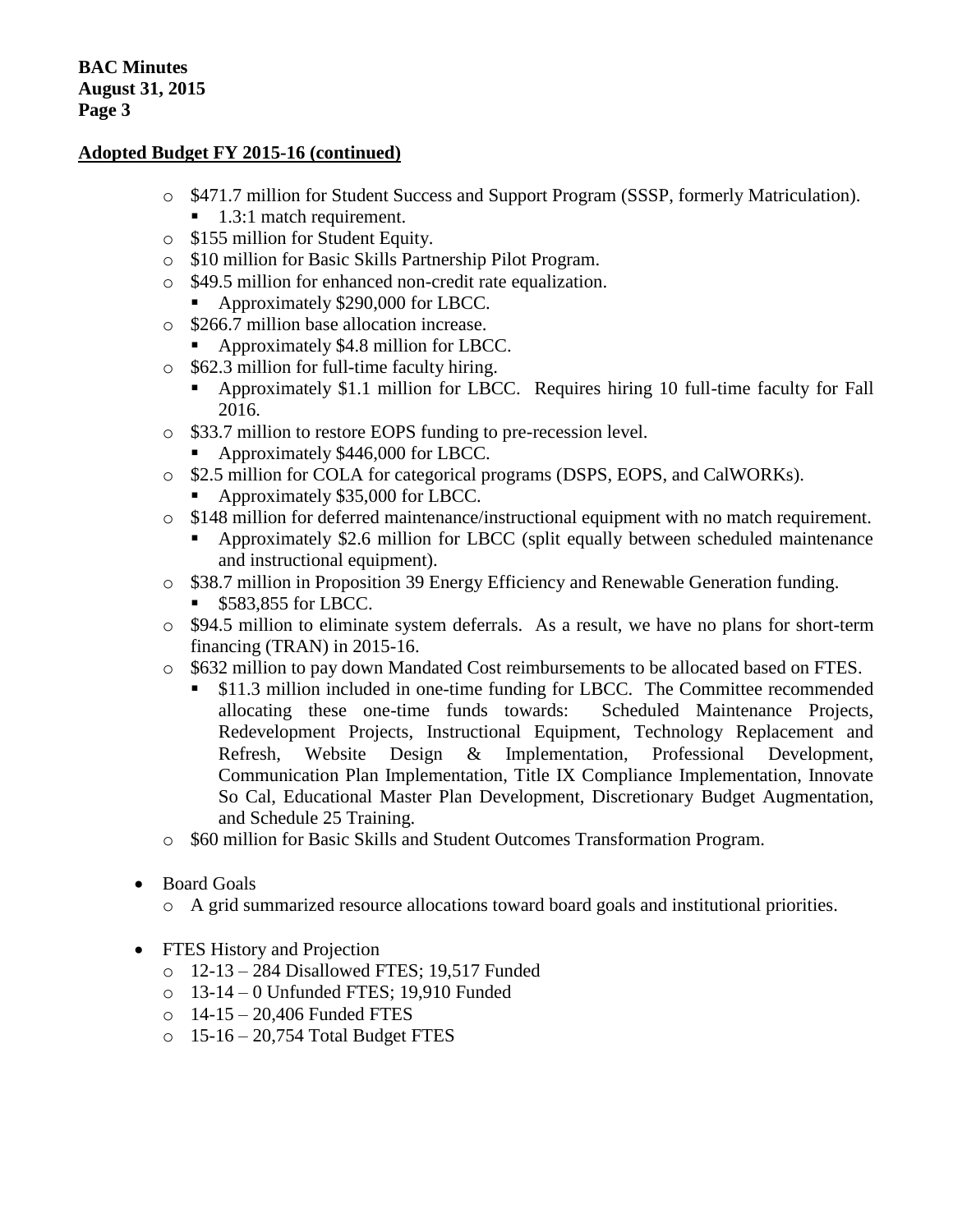## Adopted Budget FY 2015-16 (continued)

  - $471.7 million for Student Success and Support Program (SSSP, formerly Matriculation).
    - 1.3:1 match requirement.
  - $155 million for Student Equity.
  - $10 million for Basic Skills Partnership Pilot Program.
  - $49.5 million for enhanced non-credit rate equalization.
    - Approximately $290,000 for LBCC.
  - $266.7 million base allocation increase.
    - Approximately $4.8 million for LBCC.
  - $62.3 million for full-time faculty hiring.
    - Approximately $1.1 million for LBCC. Requires hiring 10 full-time faculty for Fall 2016.
  - $33.7 million to restore EOPS funding to pre-recession level.
    - Approximately $446,000 for LBCC.
  - $2.5 million for COLA for categorical programs (DSPS, EOPS, and CalWORKs).
    - Approximately $35,000 for LBCC.
  - $148 million for deferred maintenance/instructional equipment with no match requirement.
    - Approximately $2.6 million for LBCC (split equally between scheduled maintenance and instructional equipment).
  - $38.7 million in Proposition 39 Energy Efficiency and Renewable Generation funding.
    - $583,855 for LBCC.
  - $94.5 million to eliminate system deferrals. As a result, we have no plans for short-term financing (TRAN) in 2015-16.
  - $632 million to pay down Mandated Cost reimbursements to be allocated based on FTES.
    - $11.3 million included in one-time funding for LBCC. The Committee recommended allocating these one-time funds towards: Scheduled Maintenance Projects, Redevelopment Projects, Instructional Equipment, Technology Replacement and Refresh, Website Design & Implementation, Professional Development, Communication Plan Implementation, Title IX Compliance Implementation, Innovate So Cal, Educational Master Plan Development, Discretionary Budget Augmentation, and Schedule 25 Training.
  - $60 million for Basic Skills and Student Outcomes Transformation Program.

- Board Goals
  - A grid summarized resource allocations toward board goals and institutional priorities.

- FTES History and Projection
  - 12-13 – 284 Disallowed FTES; 19,517 Funded
  - 13-14 – 0 Unfunded FTES; 19,910 Funded
  - 14-15 – 20,406 Funded FTES
  - 15-16 – 20,754 Total Budget FTES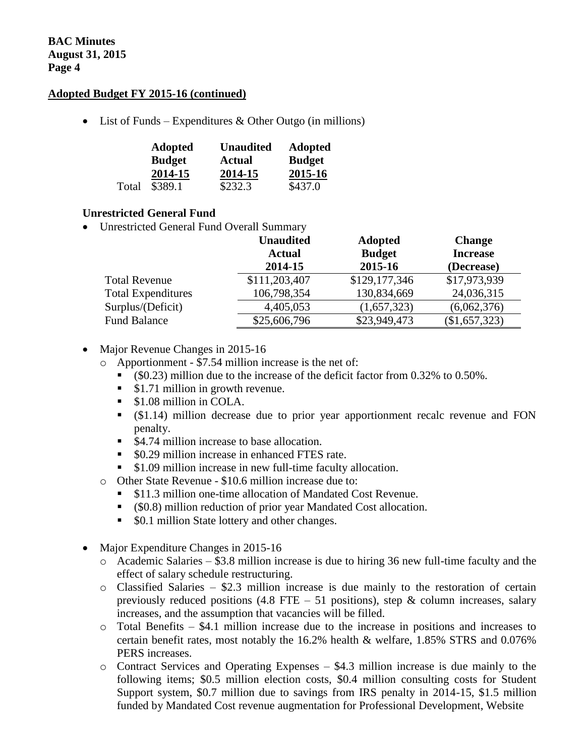## Adopted Budget FY 2015-16 (continued)

- List of Funds – Expenditures & Other Outgo (in millions)

| | Adopted Budget 2014-15 | Unaudited Actual 2014-15 | Adopted Budget 2015-16 |
|---|---|---|---|
| Total | \$389.1 | \$232.3 | \$437.0 |

### Unrestricted General Fund

- Unrestricted General Fund Overall Summary

| | Unaudited Actual 2014-15 | Adopted Budget 2015-16 | Change Increase (Decrease) |
|---|---|---|---|
| Total Revenue | \$111,203,407 | \$129,177,346 | \$17,973,939 |
| Total Expenditures | 106,798,354 | 130,834,669 | 24,036,315 |
| Surplus/(Deficit) | 4,405,053 | (1,657,323) | (6,062,376) |
| Fund Balance | \$25,606,796 | \$23,949,473 | (\$1,657,323) |

- Major Revenue Changes in 2015-16
  - Apportionment - \$7.54 million increase is the net of:
    - (\$0.23) million due to the increase of the deficit factor from 0.32% to 0.50%.
    - \$1.71 million in growth revenue.
    - \$1.08 million in COLA.
    - (\$1.14) million decrease due to prior year apportionment recalc revenue and FON penalty.
    - \$4.74 million increase to base allocation.
    - \$0.29 million increase in enhanced FTES rate.
    - \$1.09 million increase in new full-time faculty allocation.
  - Other State Revenue - \$10.6 million increase due to:
    - \$11.3 million one-time allocation of Mandated Cost Revenue.
    - (\$0.8) million reduction of prior year Mandated Cost allocation.
    - \$0.1 million State lottery and other changes.

- Major Expenditure Changes in 2015-16
  - Academic Salaries – \$3.8 million increase is due to hiring 36 new full-time faculty and the effect of salary schedule restructuring.
  - Classified Salaries – \$2.3 million increase is due mainly to the restoration of certain previously reduced positions (4.8 FTE – 51 positions), step & column increases, salary increases, and the assumption that vacancies will be filled.
  - Total Benefits – \$4.1 million increase due to the increase in positions and increases to certain benefit rates, most notably the 16.2% health & welfare, 1.85% STRS and 0.076% PERS increases.
  - Contract Services and Operating Expenses – \$4.3 million increase is due mainly to the following items; \$0.5 million election costs, \$0.4 million consulting costs for Student Support system, \$0.7 million due to savings from IRS penalty in 2014-15, \$1.5 million funded by Mandated Cost revenue augmentation for Professional Development, Website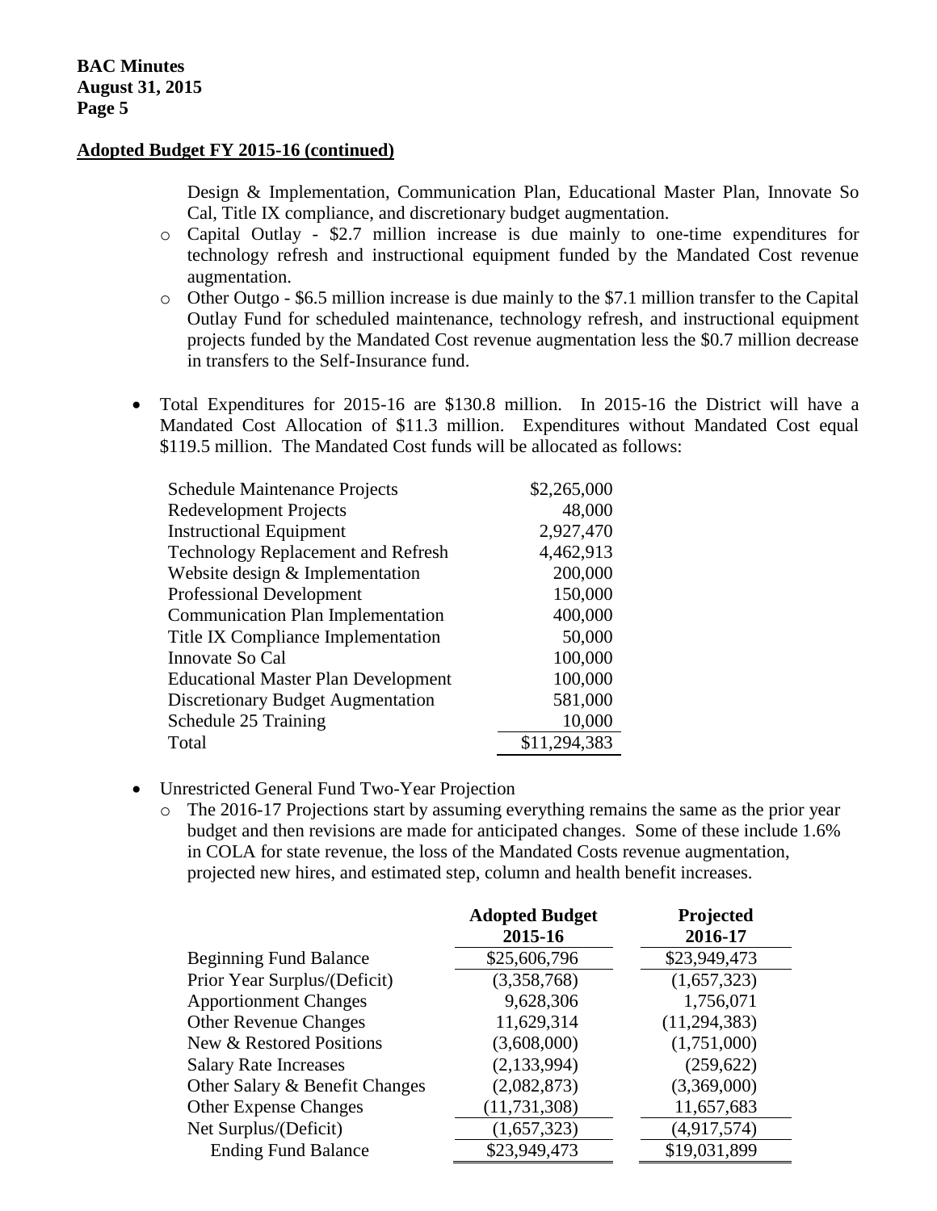## Adopted Budget FY 2015-16 (continued)

Design & Implementation, Communication Plan, Educational Master Plan, Innovate So Cal, Title IX compliance, and discretionary budget augmentation.

- Capital Outlay - $2.7 million increase is due mainly to one-time expenditures for technology refresh and instructional equipment funded by the Mandated Cost revenue augmentation.
- Other Outgo - $6.5 million increase is due mainly to the $7.1 million transfer to the Capital Outlay Fund for scheduled maintenance, technology refresh, and instructional equipment projects funded by the Mandated Cost revenue augmentation less the $0.7 million decrease in transfers to the Self-Insurance fund.

- Total Expenditures for 2015-16 are $130.8 million. In 2015-16 the District will have a Mandated Cost Allocation of $11.3 million. Expenditures without Mandated Cost equal $119.5 million. The Mandated Cost funds will be allocated as follows:

| | |
|---|---|
| Schedule Maintenance Projects | $2,265,000 |
| Redevelopment Projects | 48,000 |
| Instructional Equipment | 2,927,470 |
| Technology Replacement and Refresh | 4,462,913 |
| Website design & Implementation | 200,000 |
| Professional Development | 150,000 |
| Communication Plan Implementation | 400,000 |
| Title IX Compliance Implementation | 50,000 |
| Innovate So Cal | 100,000 |
| Educational Master Plan Development | 100,000 |
| Discretionary Budget Augmentation | 581,000 |
| Schedule 25 Training | 10,000 |
| Total | $11,294,383 |

- Unrestricted General Fund Two-Year Projection
  - The 2016-17 Projections start by assuming everything remains the same as the prior year budget and then revisions are made for anticipated changes. Some of these include 1.6% in COLA for state revenue, the loss of the Mandated Costs revenue augmentation, projected new hires, and estimated step, column and health benefit increases.

| | Adopted Budget 2015-16 | Projected 2016-17 |
|---|---|---|
| Beginning Fund Balance | $25,606,796 | $23,949,473 |
| Prior Year Surplus/(Deficit) | (3,358,768) | (1,657,323) |
| Apportionment Changes | 9,628,306 | 1,756,071 |
| Other Revenue Changes | 11,629,314 | (11,294,383) |
| New & Restored Positions | (3,608,000) | (1,751,000) |
| Salary Rate Increases | (2,133,994) | (259,622) |
| Other Salary & Benefit Changes | (2,082,873) | (3,369,000) |
| Other Expense Changes | (11,731,308) | 11,657,683 |
| Net Surplus/(Deficit) | (1,657,323) | (4,917,574) |
| Ending Fund Balance | $23,949,473 | $19,031,899 |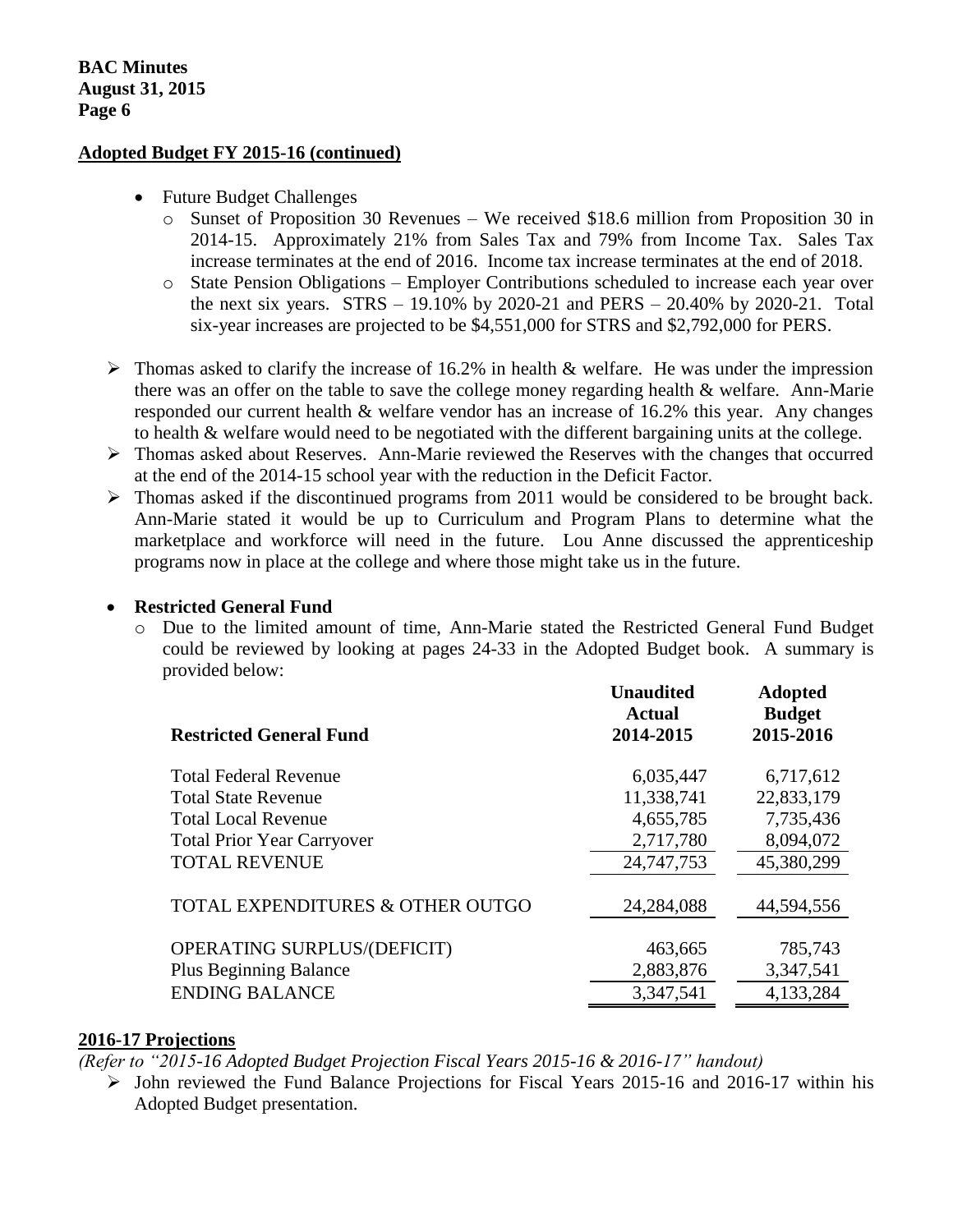## Adopted Budget FY 2015-16 (continued)

- Future Budget Challenges
  - Sunset of Proposition 30 Revenues – We received $18.6 million from Proposition 30 in 2014-15. Approximately 21% from Sales Tax and 79% from Income Tax. Sales Tax increase terminates at the end of 2016. Income tax increase terminates at the end of 2018.
  - State Pension Obligations – Employer Contributions scheduled to increase each year over the next six years. STRS – 19.10% by 2020-21 and PERS – 20.40% by 2020-21. Total six-year increases are projected to be $4,551,000 for STRS and $2,792,000 for PERS.

- Thomas asked to clarify the increase of 16.2% in health & welfare. He was under the impression there was an offer on the table to save the college money regarding health & welfare. Ann-Marie responded our current health & welfare vendor has an increase of 16.2% this year. Any changes to health & welfare would need to be negotiated with the different bargaining units at the college.
- Thomas asked about Reserves. Ann-Marie reviewed the Reserves with the changes that occurred at the end of the 2014-15 school year with the reduction in the Deficit Factor.
- Thomas asked if the discontinued programs from 2011 would be considered to be brought back. Ann-Marie stated it would be up to Curriculum and Program Plans to determine what the marketplace and workforce will need in the future. Lou Anne discussed the apprenticeship programs now in place at the college and where those might take us in the future.

- **Restricted General Fund**
  - Due to the limited amount of time, Ann-Marie stated the Restricted General Fund Budget could be reviewed by looking at pages 24-33 in the Adopted Budget book. A summary is provided below:

| Restricted General Fund | Unaudited Actual 2014-2015 | Adopted Budget 2015-2016 |
|---|---|---|
| Total Federal Revenue | 6,035,447 | 6,717,612 |
| Total State Revenue | 11,338,741 | 22,833,179 |
| Total Local Revenue | 4,655,785 | 7,735,436 |
| Total Prior Year Carryover | 2,717,780 | 8,094,072 |
| TOTAL REVENUE | 24,747,753 | 45,380,299 |
| TOTAL EXPENDITURES & OTHER OUTGO | 24,284,088 | 44,594,556 |
| OPERATING SURPLUS/(DEFICIT) | 463,665 | 785,743 |
| Plus Beginning Balance | 2,883,876 | 3,347,541 |
| ENDING BALANCE | 3,347,541 | 4,133,284 |

## 2016-17 Projections

*(Refer to "2015-16 Adopted Budget Projection Fiscal Years 2015-16 & 2016-17" handout)*

- John reviewed the Fund Balance Projections for Fiscal Years 2015-16 and 2016-17 within his Adopted Budget presentation.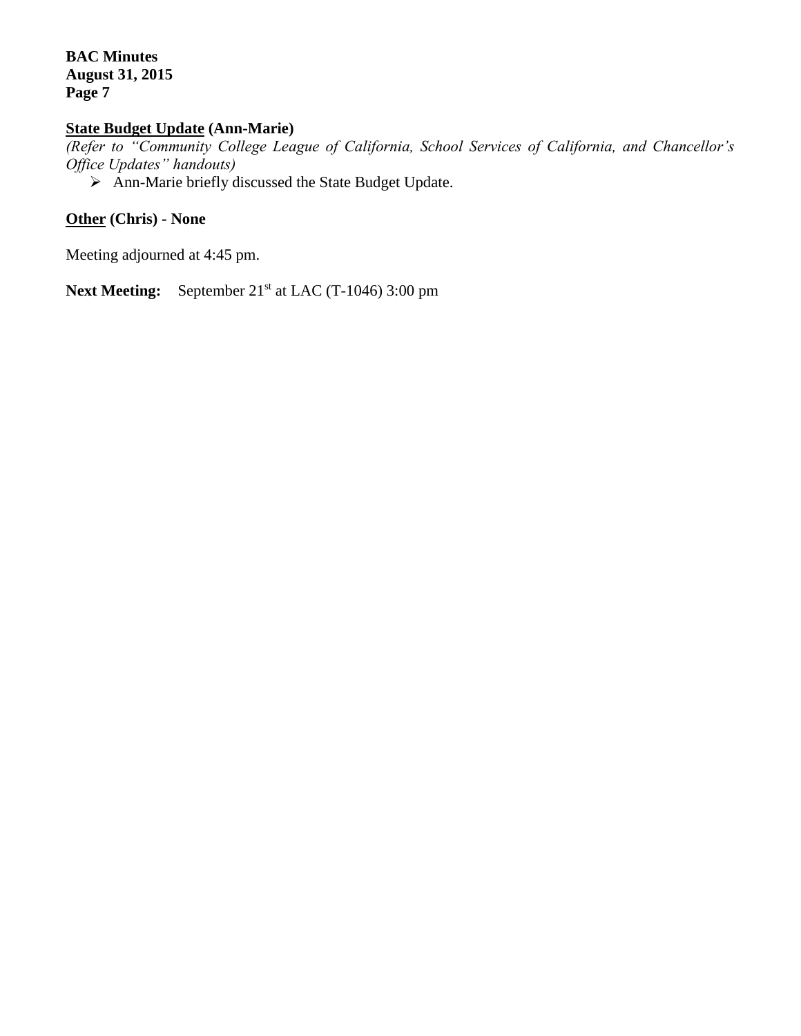**State Budget Update (Ann-Marie)**

*(Refer to "Community College League of California, School Services of California, and Chancellor's Office Updates" handouts)*

- Ann-Marie briefly discussed the State Budget Update.

**Other (Chris) - None**

Meeting adjourned at 4:45 pm.

**Next Meeting:** September 21st at LAC (T-1046) 3:00 pm